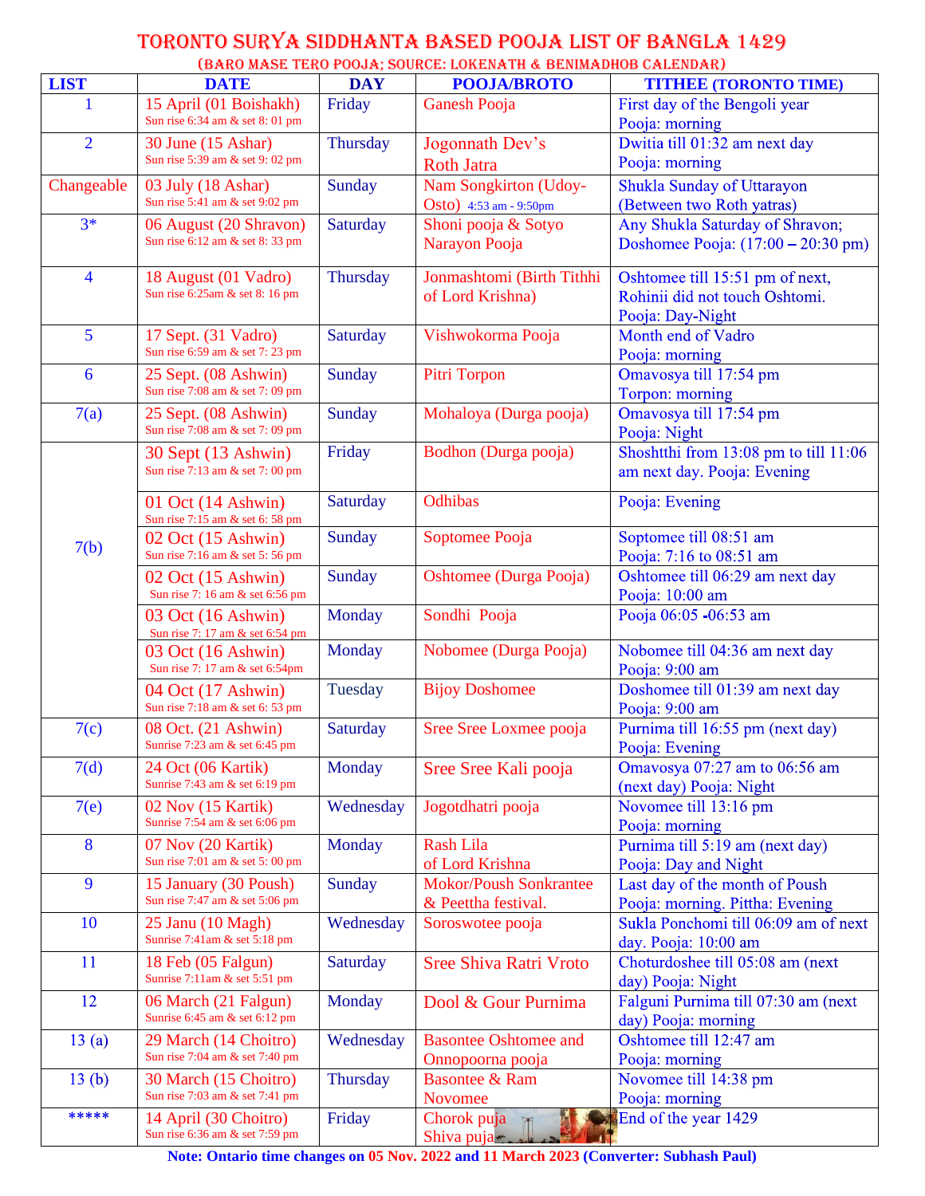# TORONTO SURYA SIDDHANTA BASED POOJA LIST OF BANGLA 1429

## (BARO MASE TERO POOJA; SOURCE: LOKENATH & BENIMADHOB CALENDAR)

| LIST | DATE | DAY | POOJA/BROTO | TITHEE (TORONTO TIME) |
|---|---|---|---|---|
| 1 | 15 April (01 Boishakh) Sun rise 6:34 am & set 8: 01 pm | Friday | Ganesh Pooja | First day of the Bengoli year Pooja: morning |
| 2 | 30 June (15 Ashar) Sun rise 5:39 am & set 9: 02 pm | Thursday | Jogonnath Dev's Roth Jatra | Dwitia till 01:32 am next day Pooja: morning |
| Changeable | 03 July (18 Ashar) Sun rise 5:41 am & set 9:02 pm | Sunday | Nam Songkirton (Udoy-Osto) 4:53 am - 9:50pm | Shukla Sunday of Uttarayon (Between two Roth yatras) |
| 3* | 06 August (20 Shravon) Sun rise 6:12 am & set 8: 33 pm | Saturday | Shoni pooja & Sotyo Narayon Pooja | Any Shukla Saturday of Shravon; Doshomee Pooja: (17:00 – 20:30 pm) |
| 4 | 18 August (01 Vadro) Sun rise 6:25am & set 8: 16 pm | Thursday | Jonmashtomi (Birth Tithhi of Lord Krishna) | Oshtomee till 15:51 pm of next, Rohinii did not touch Oshtomi. Pooja: Day-Night |
| 5 | 17 Sept. (31 Vadro) Sun rise 6:59 am & set 7: 23 pm | Saturday | Vishwokorma Pooja | Month end of Vadro Pooja: morning |
| 6 | 25 Sept. (08 Ashwin) Sun rise 7:08 am & set 7: 09 pm | Sunday | Pitri Torpon | Omavosya till 17:54 pm Torpon: morning |
| 7(a) | 25 Sept. (08 Ashwin) Sun rise 7:08 am & set 7: 09 pm | Sunday | Mohaloya (Durga pooja) | Omavosya till 17:54 pm Pooja: Night |
| 7(b) | 30 Sept (13 Ashwin) Sun rise 7:13 am & set 7: 00 pm | Friday | Bodhon (Durga pooja) | Shoshtthi from 13:08 pm to till 11:06 am next day. Pooja: Evening |
| | 01 Oct (14 Ashwin) Sun rise 7:15 am & set 6: 58 pm | Saturday | Odhibas | Pooja: Evening |
| | 02 Oct (15 Ashwin) Sun rise 7:16 am & set 5: 56 pm | Sunday | Soptomee Pooja | Soptomee till 08:51 am Pooja: 7:16 to 08:51 am |
| | 02 Oct (15 Ashwin) Sun rise 7: 16 am & set 6:56 pm | Sunday | Oshtomee (Durga Pooja) | Oshtomee till 06:29 am next day Pooja: 10:00 am |
| | 03 Oct (16 Ashwin) Sun rise 7: 17 am & set 6:54 pm | Monday | Sondhi Pooja | Pooja 06:05 -06:53 am |
| | 03 Oct (16 Ashwin) Sun rise 7: 17 am & set 6:54pm | Monday | Nobomee (Durga Pooja) | Nobomee till 04:36 am next day Pooja: 9:00 am |
| | 04 Oct (17 Ashwin) Sun rise 7:18 am & set 6: 53 pm | Tuesday | Bijoy Doshomee | Doshomee till 01:39 am next day Pooja: 9:00 am |
| 7(c) | 08 Oct. (21 Ashwin) Sunrise 7:23 am & set 6:45 pm | Saturday | Sree Sree Loxmee pooja | Purnima till 16:55 pm (next day) Pooja: Evening |
| 7(d) | 24 Oct (06 Kartik) Sunrise 7:43 am & set 6:19 pm | Monday | Sree Sree Kali pooja | Omavosya 07:27 am to 06:56 am (next day) Pooja: Night |
| 7(e) | 02 Nov (15 Kartik) Sunrise 7:54 am & set 6:06 pm | Wednesday | Jogotdhatri pooja | Novomee till 13:16 pm Pooja: morning |
| 8 | 07 Nov (20 Kartik) Sun rise 7:01 am & set 5: 00 pm | Monday | Rash Lila of Lord Krishna | Purnima till 5:19 am (next day) Pooja: Day and Night |
| 9 | 15 January (30 Poush) Sun rise 7:47 am & set 5:06 pm | Sunday | Mokor/Poush Sonkrantee & Peettha festival. | Last day of the month of Poush Pooja: morning. Pittha: Evening |
| 10 | 25 Janu (10 Magh) Sunrise 7:41am & set 5:18 pm | Wednesday | Soroswotee pooja | Sukla Ponchomi till 06:09 am of next day. Pooja: 10:00 am |
| 11 | 18 Feb (05 Falgun) Sunrise 7:11am & set 5:51 pm | Saturday | Sree Shiva Ratri Vroto | Choturdoshee till 05:08 am (next day) Pooja: Night |
| 12 | 06 March (21 Falgun) Sunrise 6:45 am & set 6:12 pm | Monday | Dool & Gour Purnima | Falguni Purnima till 07:30 am (next day) Pooja: morning |
| 13 (a) | 29 March (14 Choitro) Sun rise 7:04 am & set 7:40 pm | Wednesday | Basontee Oshtomee and Onnopoorna pooja | Oshtomee till 12:47 am Pooja: morning |
| 13 (b) | 30 March (15 Choitro) Sun rise 7:03 am & set 7:41 pm | Thursday | Basontee & Ram Novomee | Novomee till 14:38 pm Pooja: morning |
| ***** | 14 April (30 Choitro) Sun rise 6:36 am & set 7:59 pm | Friday | Chorok puja Shiva puja | End of the year 1429 |

**Note: Ontario time changes on 05 Nov. 2022 and 11 March 2023 (Converter: Subhash Paul)**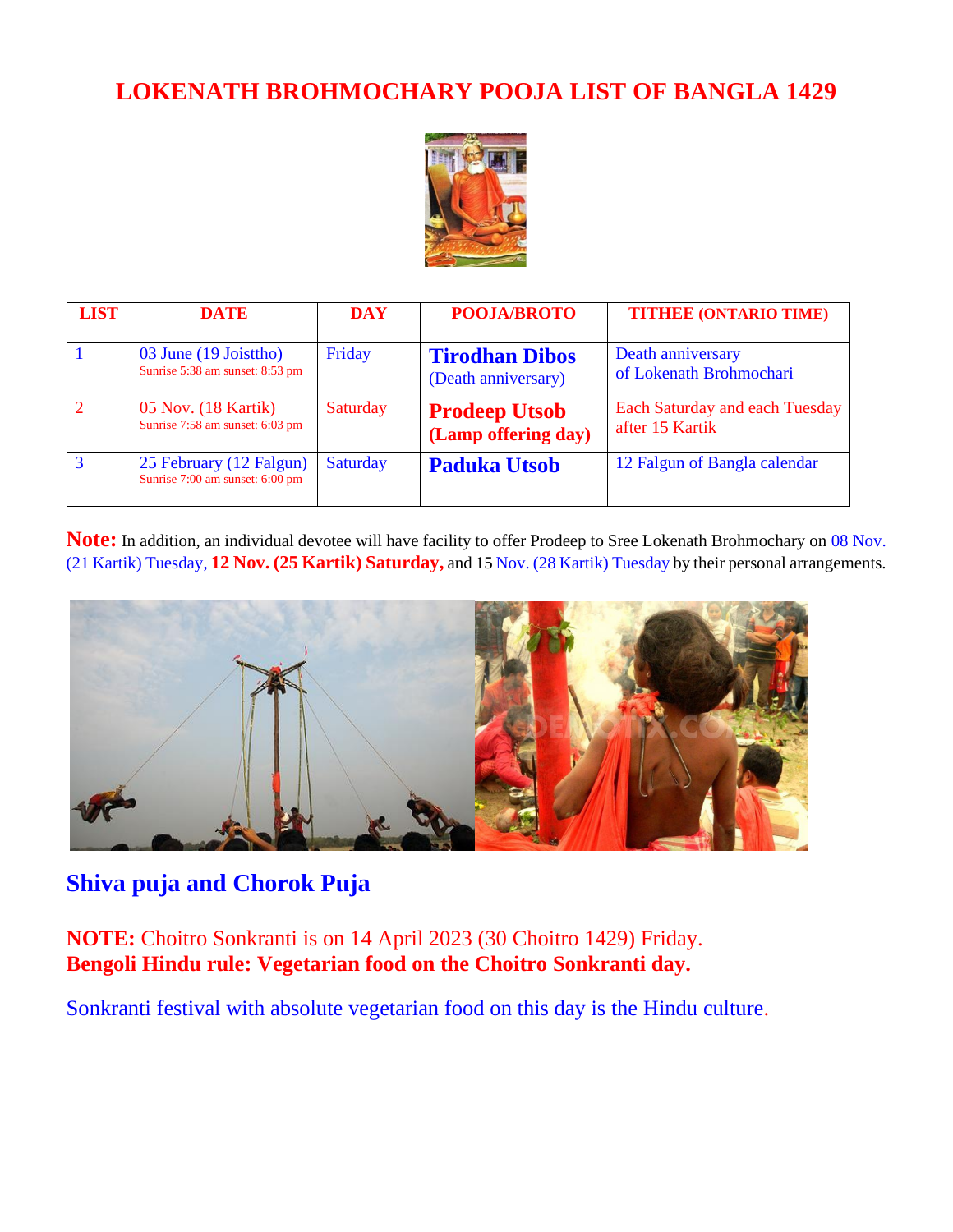# LOKENATH BROHMOCHARY POOJA LIST OF BANGLA 1429

| LIST | DATE | DAY | POOJA/BROTO | TITHEE (ONTARIO TIME) |
|---|---|---|---|---|
| 1 | 03 June (19 Joisttho)<br>Sunrise 5:38 am sunset: 8:53 pm | Friday | **Tirodhan Dibos**<br>(Death anniversary) | Death anniversary of Lokenath Brohmochari |
| 2 | 05 Nov. (18 Kartik)<br>Sunrise 7:58 am sunset: 6:03 pm | Saturday | **Prodeep Utsob**<br>**(Lamp offering day)** | Each Saturday and each Tuesday after 15 Kartik |
| 3 | 25 February (12 Falgun)<br>Sunrise 7:00 am sunset: 6:00 pm | Saturday | **Paduka Utsob** | 12 Falgun of Bangla calendar |

**Note:** In addition, an individual devotee will have facility to offer Prodeep to Sree Lokenath Brohmochary on 08 Nov. (21 Kartik) Tuesday, **12 Nov. (25 Kartik) Saturday,** and 15 Nov. (28 Kartik) Tuesday by their personal arrangements.

## Shiva puja and Chorok Puja

**NOTE:** Choitro Sonkranti is on 14 April 2023 (30 Choitro 1429) Friday.
**Bengoli Hindu rule: Vegetarian food on the Choitro Sonkranti day.**

Sonkranti festival with absolute vegetarian food on this day is the Hindu culture.